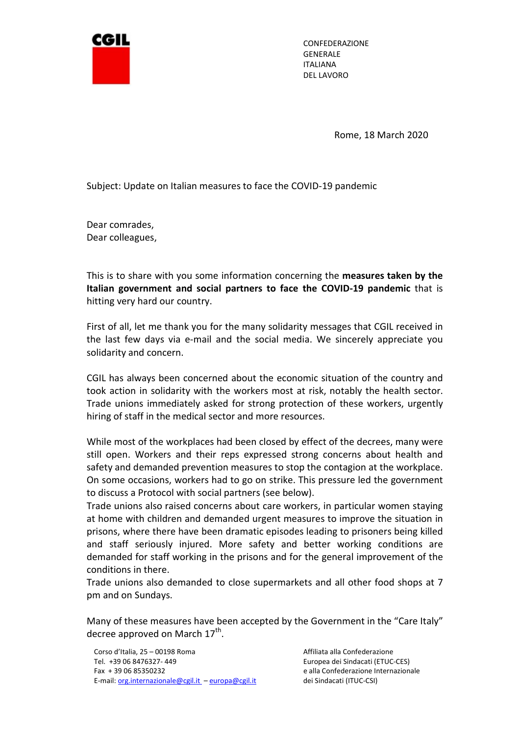CGIL

CONFEDERAZIONE
GENERALE
ITALIANA
DEL LAVORO

Rome, 18 March 2020

Subject: Update on Italian measures to face the COVID-19 pandemic

Dear comrades,
Dear colleagues,

This is to share with you some information concerning the **measures taken by the Italian government and social partners to face the COVID-19 pandemic** that is hitting very hard our country.

First of all, let me thank you for the many solidarity messages that CGIL received in the last few days via e-mail and the social media. We sincerely appreciate you solidarity and concern.

CGIL has always been concerned about the economic situation of the country and took action in solidarity with the workers most at risk, notably the health sector. Trade unions immediately asked for strong protection of these workers, urgently hiring of staff in the medical sector and more resources.

While most of the workplaces had been closed by effect of the decrees, many were still open. Workers and their reps expressed strong concerns about health and safety and demanded prevention measures to stop the contagion at the workplace. On some occasions, workers had to go on strike. This pressure led the government to discuss a Protocol with social partners (see below).
Trade unions also raised concerns about care workers, in particular women staying at home with children and demanded urgent measures to improve the situation in prisons, where there have been dramatic episodes leading to prisoners being killed and staff seriously injured. More safety and better working conditions are demanded for staff working in the prisons and for the general improvement of the conditions in there.
Trade unions also demanded to close supermarkets and all other food shops at 7 pm and on Sundays.

Many of these measures have been accepted by the Government in the "Care Italy" decree approved on March 17th.

Corso d'Italia, 25 – 00198 Roma
Tel. +39 06 8476327- 449
Fax + 39 06 85350232
E-mail: org.internazionale@cgil.it – europa@cgil.it

Affiliata alla Confederazione
Europea dei Sindacati (ETUC-CES)
e alla Confederazione Internazionale
dei Sindacati (ITUC-CSI)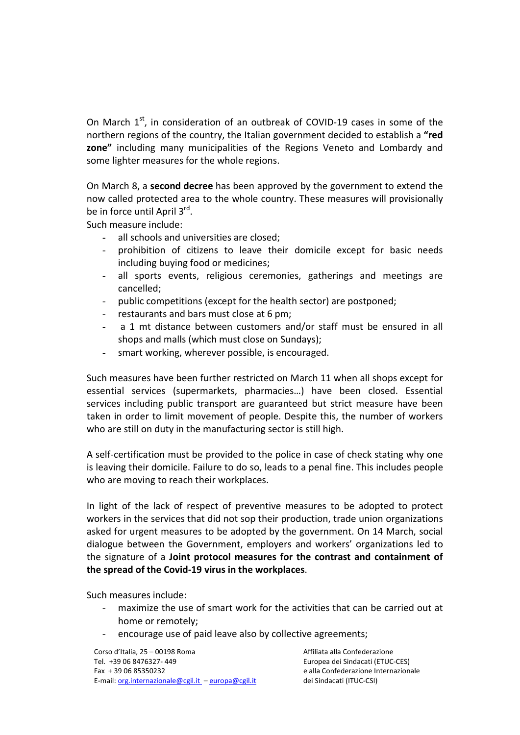On March 1st, in consideration of an outbreak of COVID-19 cases in some of the northern regions of the country, the Italian government decided to establish a **"red zone"** including many municipalities of the Regions Veneto and Lombardy and some lighter measures for the whole regions.

On March 8, a **second decree** has been approved by the government to extend the now called protected area to the whole country. These measures will provisionally be in force until April 3rd.

Such measure include:

- all schools and universities are closed;
- prohibition of citizens to leave their domicile except for basic needs including buying food or medicines;
- all sports events, religious ceremonies, gatherings and meetings are cancelled;
- public competitions (except for the health sector) are postponed;
- restaurants and bars must close at 6 pm;
- a 1 mt distance between customers and/or staff must be ensured in all shops and malls (which must close on Sundays);
- smart working, wherever possible, is encouraged.

Such measures have been further restricted on March 11 when all shops except for essential services (supermarkets, pharmacies…) have been closed. Essential services including public transport are guaranteed but strict measure have been taken in order to limit movement of people. Despite this, the number of workers who are still on duty in the manufacturing sector is still high.

A self-certification must be provided to the police in case of check stating why one is leaving their domicile. Failure to do so, leads to a penal fine. This includes people who are moving to reach their workplaces.

In light of the lack of respect of preventive measures to be adopted to protect workers in the services that did not sop their production, trade union organizations asked for urgent measures to be adopted by the government. On 14 March, social dialogue between the Government, employers and workers' organizations led to the signature of a **Joint protocol measures for the contrast and containment of the spread of the Covid-19 virus in the workplaces**.

Such measures include:

- maximize the use of smart work for the activities that can be carried out at home or remotely;
- encourage use of paid leave also by collective agreements;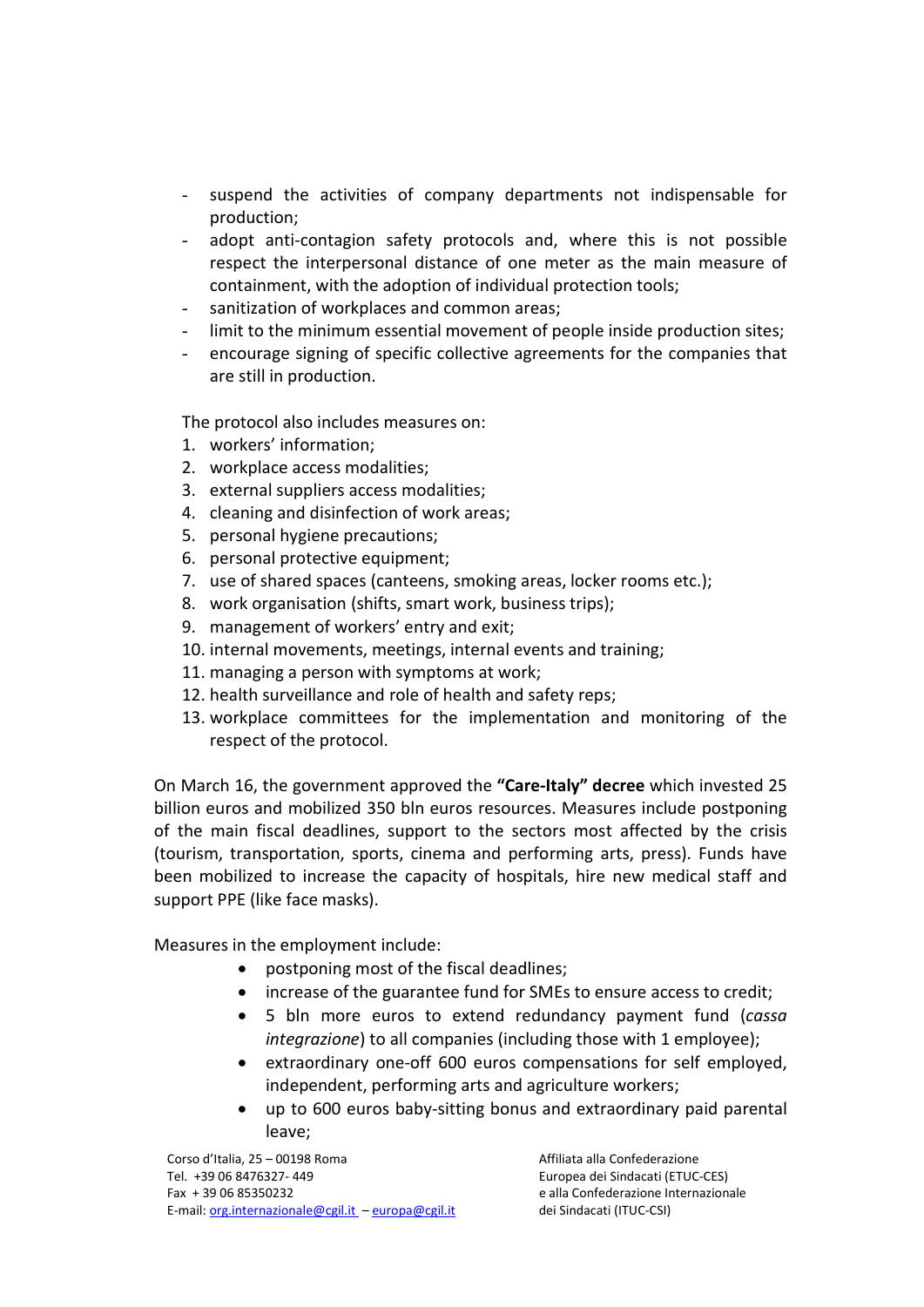- suspend the activities of company departments not indispensable for production;
- adopt anti-contagion safety protocols and, where this is not possible respect the interpersonal distance of one meter as the main measure of containment, with the adoption of individual protection tools;
- sanitization of workplaces and common areas;
- limit to the minimum essential movement of people inside production sites;
- encourage signing of specific collective agreements for the companies that are still in production.

The protocol also includes measures on:

1. workers' information;
2. workplace access modalities;
3. external suppliers access modalities;
4. cleaning and disinfection of work areas;
5. personal hygiene precautions;
6. personal protective equipment;
7. use of shared spaces (canteens, smoking areas, locker rooms etc.);
8. work organisation (shifts, smart work, business trips);
9. management of workers' entry and exit;
10. internal movements, meetings, internal events and training;
11. managing a person with symptoms at work;
12. health surveillance and role of health and safety reps;
13. workplace committees for the implementation and monitoring of the respect of the protocol.

On March 16, the government approved the **"Care-Italy" decree** which invested 25 billion euros and mobilized 350 bln euros resources. Measures include postponing of the main fiscal deadlines, support to the sectors most affected by the crisis (tourism, transportation, sports, cinema and performing arts, press). Funds have been mobilized to increase the capacity of hospitals, hire new medical staff and support PPE (like face masks).

Measures in the employment include:

- postponing most of the fiscal deadlines;
- increase of the guarantee fund for SMEs to ensure access to credit;
- 5 bln more euros to extend redundancy payment fund (*cassa integrazione*) to all companies (including those with 1 employee);
- extraordinary one-off 600 euros compensations for self employed, independent, performing arts and agriculture workers;
- up to 600 euros baby-sitting bonus and extraordinary paid parental leave;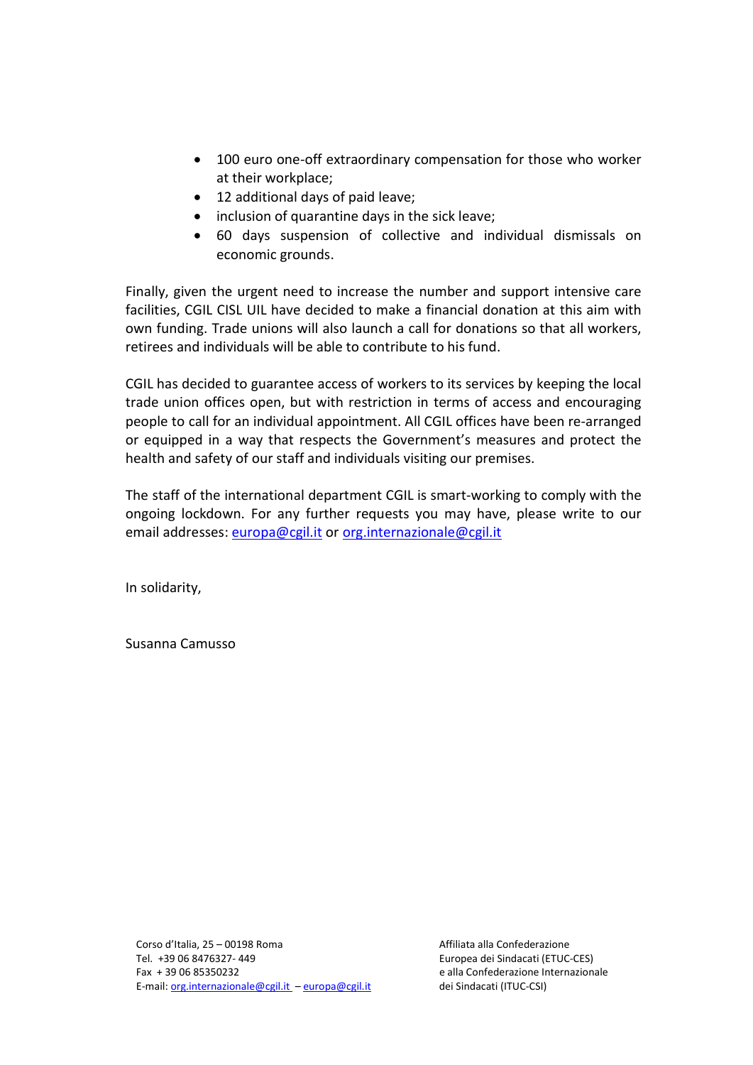- 100 euro one-off extraordinary compensation for those who worker at their workplace;
- 12 additional days of paid leave;
- inclusion of quarantine days in the sick leave;
- 60 days suspension of collective and individual dismissals on economic grounds.

Finally, given the urgent need to increase the number and support intensive care facilities, CGIL CISL UIL have decided to make a financial donation at this aim with own funding. Trade unions will also launch a call for donations so that all workers, retirees and individuals will be able to contribute to his fund.

CGIL has decided to guarantee access of workers to its services by keeping the local trade union offices open, but with restriction in terms of access and encouraging people to call for an individual appointment. All CGIL offices have been re-arranged or equipped in a way that respects the Government's measures and protect the health and safety of our staff and individuals visiting our premises.

The staff of the international department CGIL is smart-working to comply with the ongoing lockdown. For any further requests you may have, please write to our email addresses: europa@cgil.it or org.internazionale@cgil.it

In solidarity,

Susanna Camusso

Corso d'Italia, 25 – 00198 Roma
Tel. +39 06 8476327- 449
Fax + 39 06 85350232
E-mail: org.internazionale@cgil.it – europa@cgil.it

Affiliata alla Confederazione Europea dei Sindacati (ETUC-CES) e alla Confederazione Internazionale dei Sindacati (ITUC-CSI)